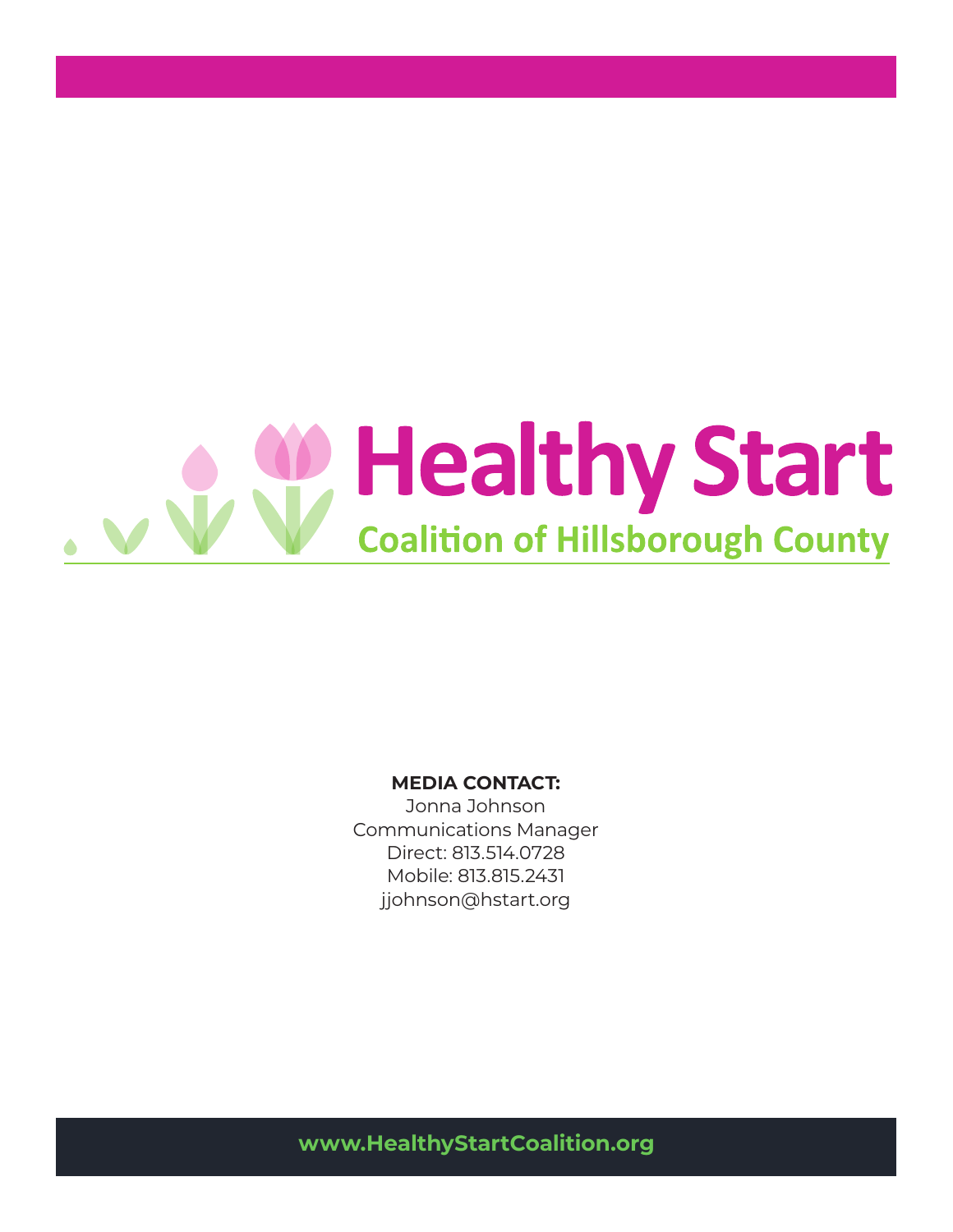# Healthy Start

## Coalition of Hillsborough County

**MEDIA CONTACT:**
Jonna Johnson
Communications Manager
Direct: 813.514.0728
Mobile: 813.815.2431
jjohnson@hstart.org

**www.HealthyStartCoalition.org**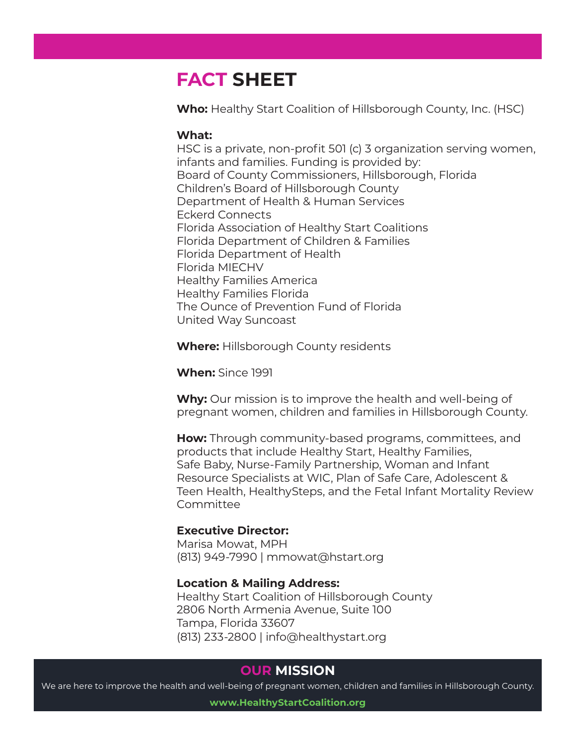# FACT SHEET

**Who:** Healthy Start Coalition of Hillsborough County, Inc. (HSC)

**What:**
HSC is a private, non-profit 501 (c) 3 organization serving women, infants and families. Funding is provided by:
Board of County Commissioners, Hillsborough, Florida
Children's Board of Hillsborough County
Department of Health & Human Services
Eckerd Connects
Florida Association of Healthy Start Coalitions
Florida Department of Children & Families
Florida Department of Health
Florida MIECHV
Healthy Families America
Healthy Families Florida
The Ounce of Prevention Fund of Florida
United Way Suncoast

**Where:** Hillsborough County residents

**When:** Since 1991

**Why:** Our mission is to improve the health and well-being of pregnant women, children and families in Hillsborough County.

**How:** Through community-based programs, committees, and products that include Healthy Start, Healthy Families, Safe Baby, Nurse-Family Partnership, Woman and Infant Resource Specialists at WIC, Plan of Safe Care, Adolescent & Teen Health, HealthySteps, and the Fetal Infant Mortality Review Committee

**Executive Director:**
Marisa Mowat, MPH
(813) 949-7990 | mmowat@hstart.org

**Location & Mailing Address:**
Healthy Start Coalition of Hillsborough County
2806 North Armenia Avenue, Suite 100
Tampa, Florida 33607
(813) 233-2800 | info@healthystart.org

## OUR MISSION

We are here to improve the health and well-being of pregnant women, children and families in Hillsborough County.

**www.HealthyStartCoalition.org**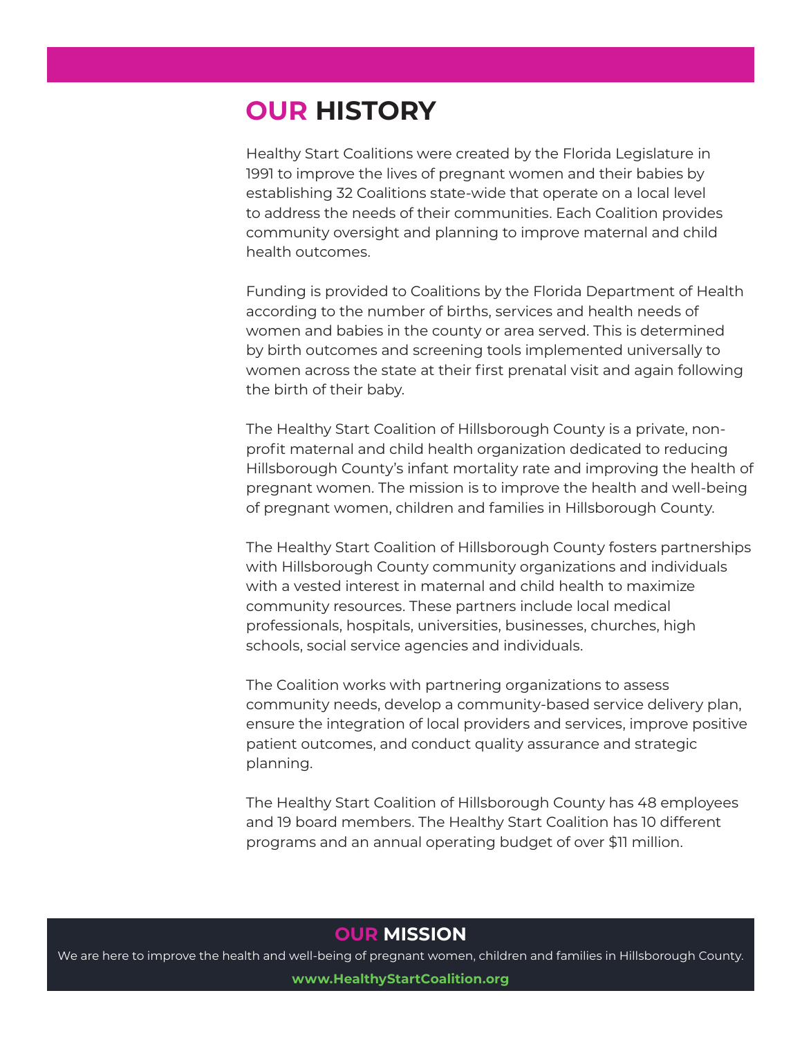# OUR HISTORY

Healthy Start Coalitions were created by the Florida Legislature in 1991 to improve the lives of pregnant women and their babies by establishing 32 Coalitions state-wide that operate on a local level to address the needs of their communities. Each Coalition provides community oversight and planning to improve maternal and child health outcomes.

Funding is provided to Coalitions by the Florida Department of Health according to the number of births, services and health needs of women and babies in the county or area served. This is determined by birth outcomes and screening tools implemented universally to women across the state at their first prenatal visit and again following the birth of their baby.

The Healthy Start Coalition of Hillsborough County is a private, non-profit maternal and child health organization dedicated to reducing Hillsborough County's infant mortality rate and improving the health of pregnant women. The mission is to improve the health and well-being of pregnant women, children and families in Hillsborough County.

The Healthy Start Coalition of Hillsborough County fosters partnerships with Hillsborough County community organizations and individuals with a vested interest in maternal and child health to maximize community resources. These partners include local medical professionals, hospitals, universities, businesses, churches, high schools, social service agencies and individuals.

The Coalition works with partnering organizations to assess community needs, develop a community-based service delivery plan, ensure the integration of local providers and services, improve positive patient outcomes, and conduct quality assurance and strategic planning.

The Healthy Start Coalition of Hillsborough County has 48 employees and 19 board members. The Healthy Start Coalition has 10 different programs and an annual operating budget of over $11 million.

## OUR MISSION

We are here to improve the health and well-being of pregnant women, children and families in Hillsborough County.

**www.HealthyStartCoalition.org**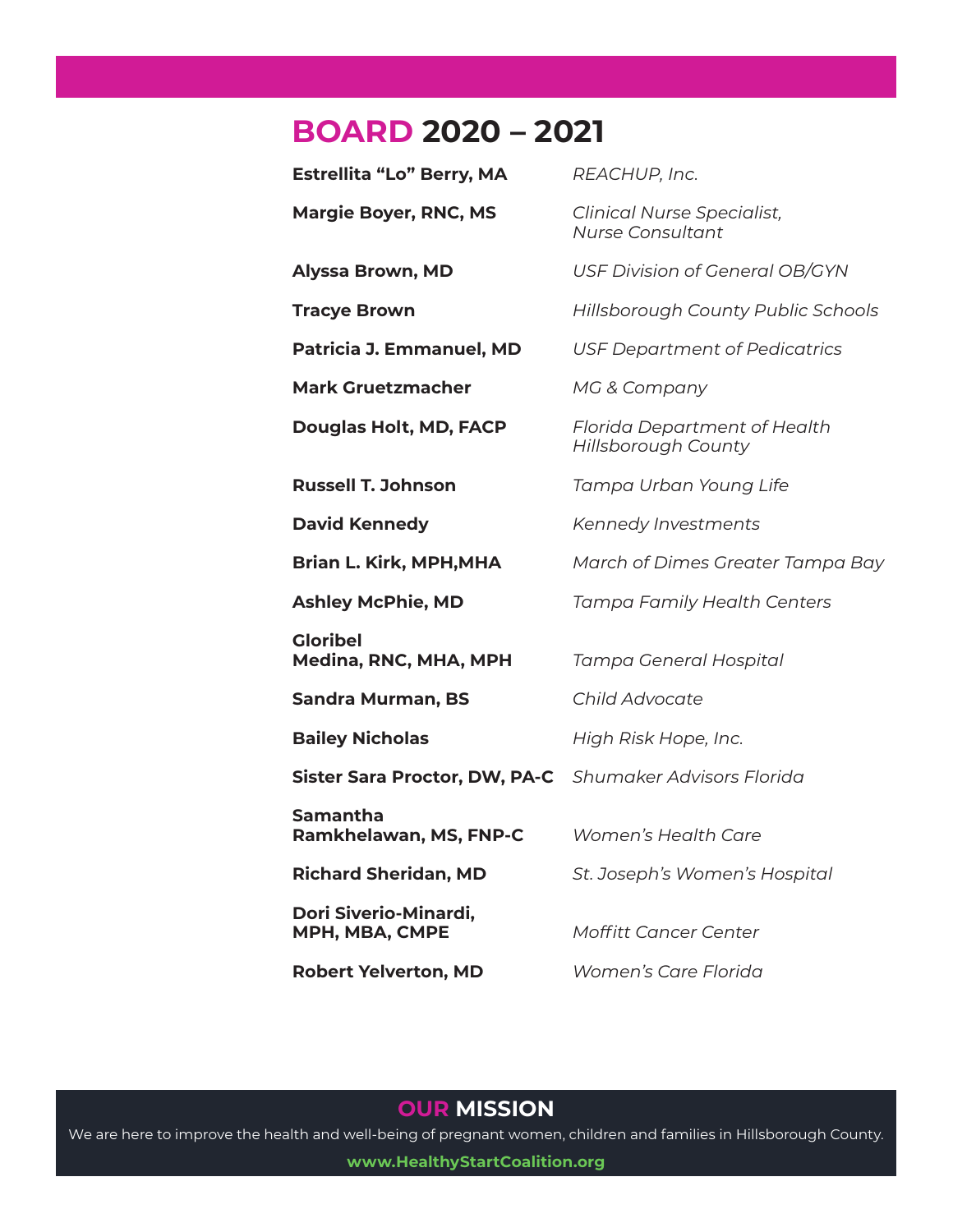# BOARD 2020 – 2021

| | |
|---|---|
| **Estrellita "Lo" Berry, MA** | *REACHUP, Inc.* |
| **Margie Boyer, RNC, MS** | *Clinical Nurse Specialist, Nurse Consultant* |
| **Alyssa Brown, MD** | *USF Division of General OB/GYN* |
| **Tracye Brown** | *Hillsborough County Public Schools* |
| **Patricia J. Emmanuel, MD** | *USF Department of Pedicatrics* |
| **Mark Gruetzmacher** | *MG & Company* |
| **Douglas Holt, MD, FACP** | *Florida Department of Health Hillsborough County* |
| **Russell T. Johnson** | *Tampa Urban Young Life* |
| **David Kennedy** | *Kennedy Investments* |
| **Brian L. Kirk, MPH,MHA** | *March of Dimes Greater Tampa Bay* |
| **Ashley McPhie, MD** | *Tampa Family Health Centers* |
| **Gloribel Medina, RNC, MHA, MPH** | *Tampa General Hospital* |
| **Sandra Murman, BS** | *Child Advocate* |
| **Bailey Nicholas** | *High Risk Hope, Inc.* |
| **Sister Sara Proctor, DW, PA-C** | *Shumaker Advisors Florida* |
| **Samantha Ramkhelawan, MS, FNP-C** | *Women's Health Care* |
| **Richard Sheridan, MD** | *St. Joseph's Women's Hospital* |
| **Dori Siverio-Minardi, MPH, MBA, CMPE** | *Moffitt Cancer Center* |
| **Robert Yelverton, MD** | *Women's Care Florida* |

## OUR MISSION

We are here to improve the health and well-being of pregnant women, children and families in Hillsborough County.

**www.HealthyStartCoalition.org**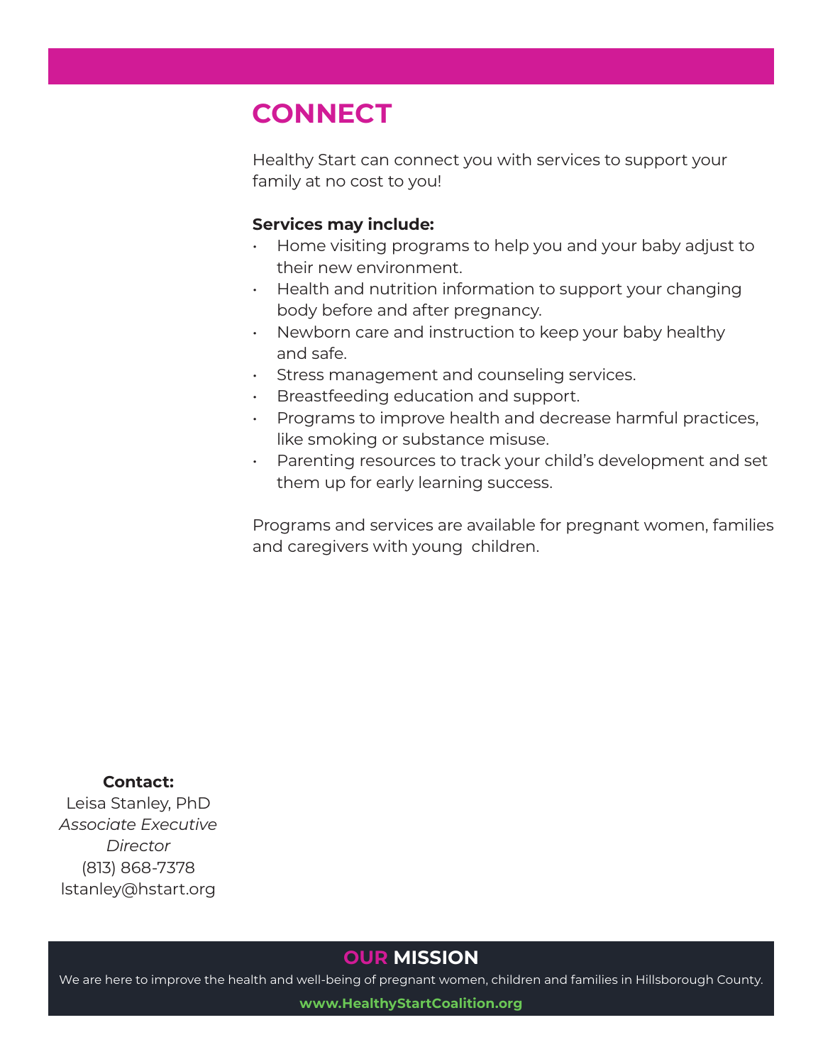# CONNECT

Healthy Start can connect you with services to support your family at no cost to you!

**Services may include:**

- Home visiting programs to help you and your baby adjust to their new environment.
- Health and nutrition information to support your changing body before and after pregnancy.
- Newborn care and instruction to keep your baby healthy and safe.
- Stress management and counseling services.
- Breastfeeding education and support.
- Programs to improve health and decrease harmful practices, like smoking or substance misuse.
- Parenting resources to track your child's development and set them up for early learning success.

Programs and services are available for pregnant women, families and caregivers with young children.

**Contact:**
Leisa Stanley, PhD
*Associate Executive Director*
(813) 868-7378
lstanley@hstart.org

## OUR MISSION

We are here to improve the health and well-being of pregnant women, children and families in Hillsborough County.

**www.HealthyStartCoalition.org**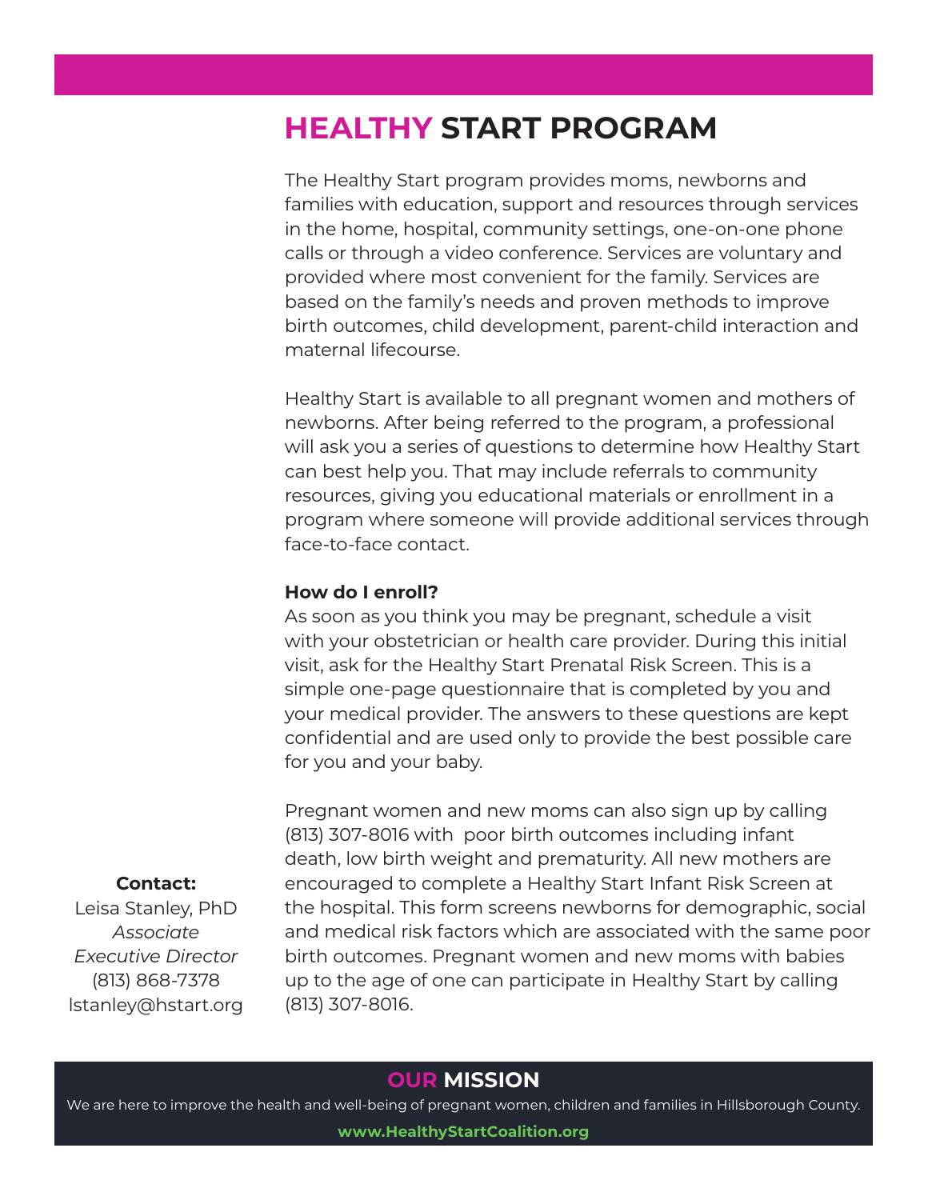# HEALTHY START PROGRAM

The Healthy Start program provides moms, newborns and families with education, support and resources through services in the home, hospital, community settings, one-on-one phone calls or through a video conference. Services are voluntary and provided where most convenient for the family. Services are based on the family's needs and proven methods to improve birth outcomes, child development, parent-child interaction and maternal lifecourse.

Healthy Start is available to all pregnant women and mothers of newborns. After being referred to the program, a professional will ask you a series of questions to determine how Healthy Start can best help you. That may include referrals to community resources, giving you educational materials or enrollment in a program where someone will provide additional services through face-to-face contact.

**How do I enroll?**

As soon as you think you may be pregnant, schedule a visit with your obstetrician or health care provider. During this initial visit, ask for the Healthy Start Prenatal Risk Screen. This is a simple one-page questionnaire that is completed by you and your medical provider. The answers to these questions are kept confidential and are used only to provide the best possible care for you and your baby.

Pregnant women and new moms can also sign up by calling (813) 307-8016 with poor birth outcomes including infant death, low birth weight and prematurity. All new mothers are encouraged to complete a Healthy Start Infant Risk Screen at the hospital. This form screens newborns for demographic, social and medical risk factors which are associated with the same poor birth outcomes. Pregnant women and new moms with babies up to the age of one can participate in Healthy Start by calling (813) 307-8016.

**Contact:**
Leisa Stanley, PhD
*Associate Executive Director*
(813) 868-7378
lstanley@hstart.org

## OUR MISSION

We are here to improve the health and well-being of pregnant women, children and families in Hillsborough County.

**www.HealthyStartCoalition.org**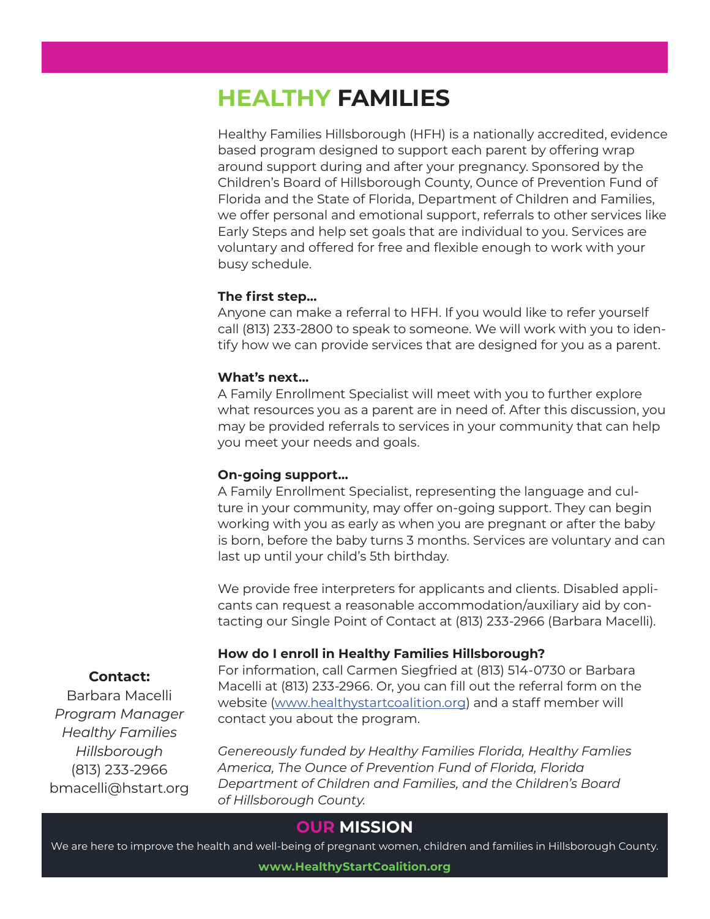# HEALTHY FAMILIES

Healthy Families Hillsborough (HFH) is a nationally accredited, evidence based program designed to support each parent by offering wrap around support during and after your pregnancy. Sponsored by the Children's Board of Hillsborough County, Ounce of Prevention Fund of Florida and the State of Florida, Department of Children and Families, we offer personal and emotional support, referrals to other services like Early Steps and help set goals that are individual to you. Services are voluntary and offered for free and flexible enough to work with your busy schedule.

**The first step...**
Anyone can make a referral to HFH. If you would like to refer yourself call (813) 233-2800 to speak to someone. We will work with you to identify how we can provide services that are designed for you as a parent.

**What's next...**
A Family Enrollment Specialist will meet with you to further explore what resources you as a parent are in need of. After this discussion, you may be provided referrals to services in your community that can help you meet your needs and goals.

**On-going support...**
A Family Enrollment Specialist, representing the language and culture in your community, may offer on-going support. They can begin working with you as early as when you are pregnant or after the baby is born, before the baby turns 3 months. Services are voluntary and can last up until your child's 5th birthday.

We provide free interpreters for applicants and clients. Disabled applicants can request a reasonable accommodation/auxiliary aid by contacting our Single Point of Contact at (813) 233-2966 (Barbara Macelli).

**How do I enroll in Healthy Families Hillsborough?**
For information, call Carmen Siegfried at (813) 514-0730 or Barbara Macelli at (813) 233-2966. Or, you can fill out the referral form on the website (www.healthystartcoalition.org) and a staff member will contact you about the program.

*Genereously funded by Healthy Families Florida, Healthy Famlies America, The Ounce of Prevention Fund of Florida, Florida Department of Children and Families, and the Children's Board of Hillsborough County.*

**Contact:**
Barbara Macelli
*Program Manager*
*Healthy Families Hillsborough*
(813) 233-2966
bmacelli@hstart.org

## OUR MISSION

We are here to improve the health and well-being of pregnant women, children and families in Hillsborough County.

**www.HealthyStartCoalition.org**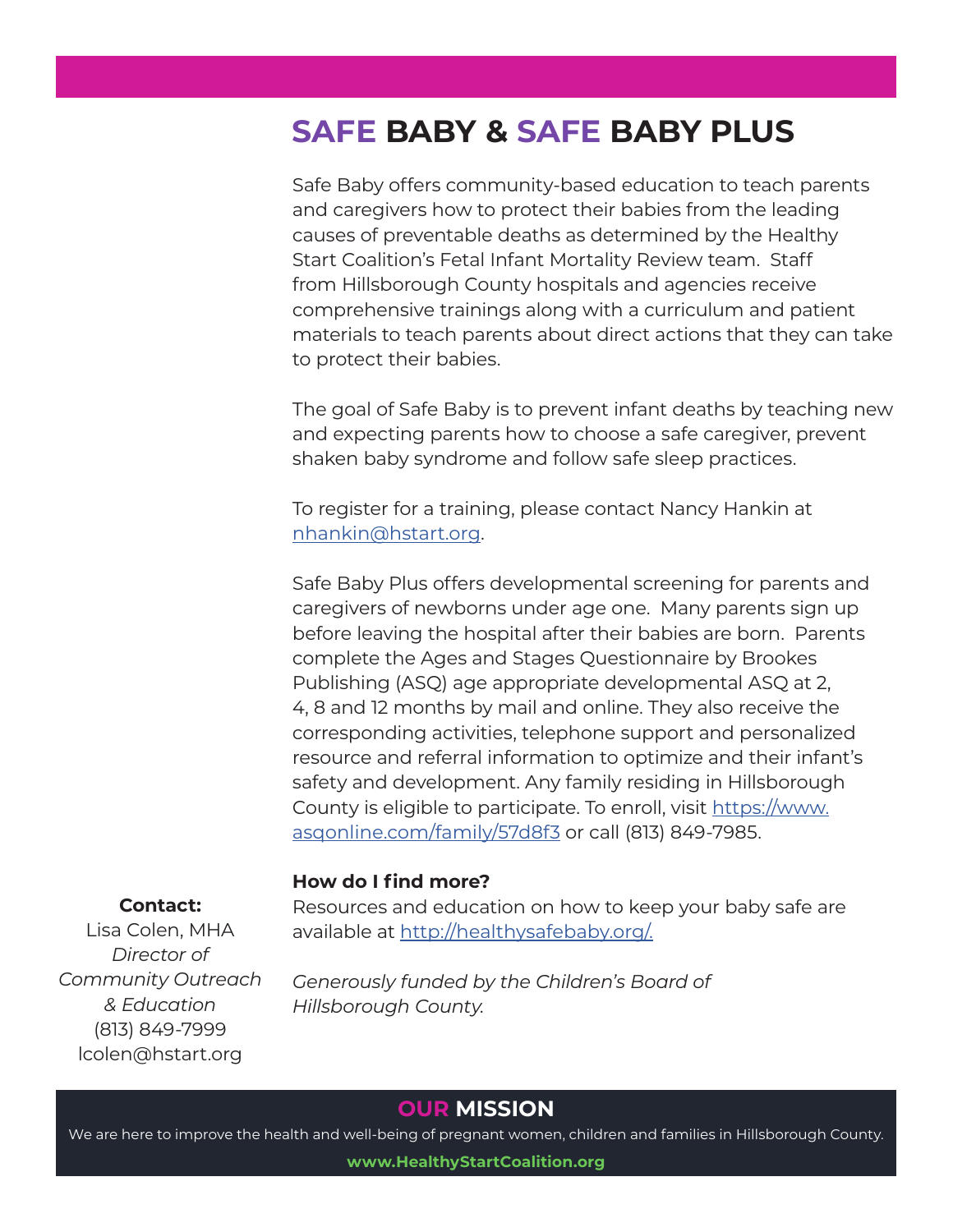# SAFE BABY & SAFE BABY PLUS

Safe Baby offers community-based education to teach parents and caregivers how to protect their babies from the leading causes of preventable deaths as determined by the Healthy Start Coalition's Fetal Infant Mortality Review team. Staff from Hillsborough County hospitals and agencies receive comprehensive trainings along with a curriculum and patient materials to teach parents about direct actions that they can take to protect their babies.

The goal of Safe Baby is to prevent infant deaths by teaching new and expecting parents how to choose a safe caregiver, prevent shaken baby syndrome and follow safe sleep practices.

To register for a training, please contact Nancy Hankin at nhankin@hstart.org.

Safe Baby Plus offers developmental screening for parents and caregivers of newborns under age one. Many parents sign up before leaving the hospital after their babies are born. Parents complete the Ages and Stages Questionnaire by Brookes Publishing (ASQ) age appropriate developmental ASQ at 2, 4, 8 and 12 months by mail and online. They also receive the corresponding activities, telephone support and personalized resource and referral information to optimize and their infant's safety and development. Any family residing in Hillsborough County is eligible to participate. To enroll, visit https://www.asqonline.com/family/57d8f3 or call (813) 849-7985.

**How do I find more?**

Resources and education on how to keep your baby safe are available at http://healthysafebaby.org/.

*Generously funded by the Children's Board of Hillsborough County.*

**Contact:**
Lisa Colen, MHA
*Director of Community Outreach & Education*
(813) 849-7999
lcolen@hstart.org

## OUR MISSION

We are here to improve the health and well-being of pregnant women, children and families in Hillsborough County.

**www.HealthyStartCoalition.org**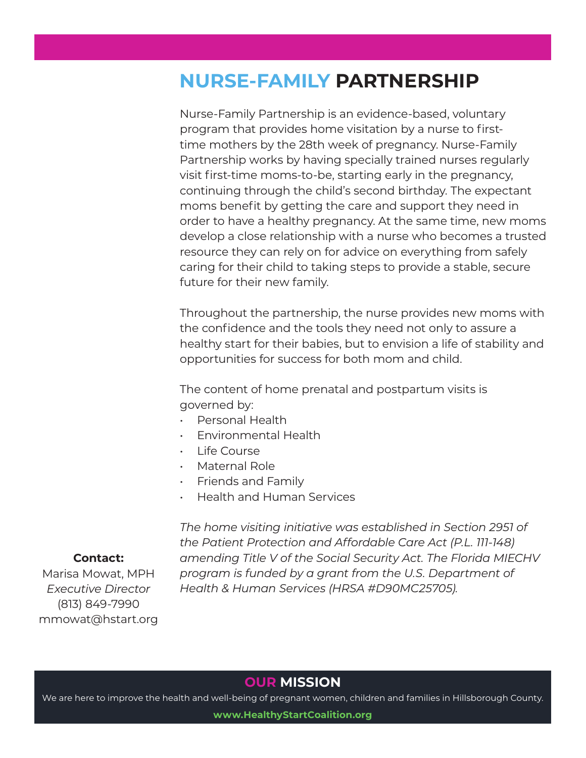# NURSE-FAMILY PARTNERSHIP

Nurse-Family Partnership is an evidence-based, voluntary program that provides home visitation by a nurse to first-time mothers by the 28th week of pregnancy. Nurse-Family Partnership works by having specially trained nurses regularly visit first-time moms-to-be, starting early in the pregnancy, continuing through the child's second birthday. The expectant moms benefit by getting the care and support they need in order to have a healthy pregnancy. At the same time, new moms develop a close relationship with a nurse who becomes a trusted resource they can rely on for advice on everything from safely caring for their child to taking steps to provide a stable, secure future for their new family.

Throughout the partnership, the nurse provides new moms with the confidence and the tools they need not only to assure a healthy start for their babies, but to envision a life of stability and opportunities for success for both mom and child.

The content of home prenatal and postpartum visits is governed by:

- Personal Health
- Environmental Health
- Life Course
- Maternal Role
- Friends and Family
- Health and Human Services

*The home visiting initiative was established in Section 2951 of the Patient Protection and Affordable Care Act (P.L. 111-148) amending Title V of the Social Security Act. The Florida MIECHV program is funded by a grant from the U.S. Department of Health & Human Services (HRSA #D90MC25705).*

**Contact:**
Marisa Mowat, MPH
*Executive Director*
(813) 849-7990
mmowat@hstart.org

## OUR MISSION

We are here to improve the health and well-being of pregnant women, children and families in Hillsborough County.

**www.HealthyStartCoalition.org**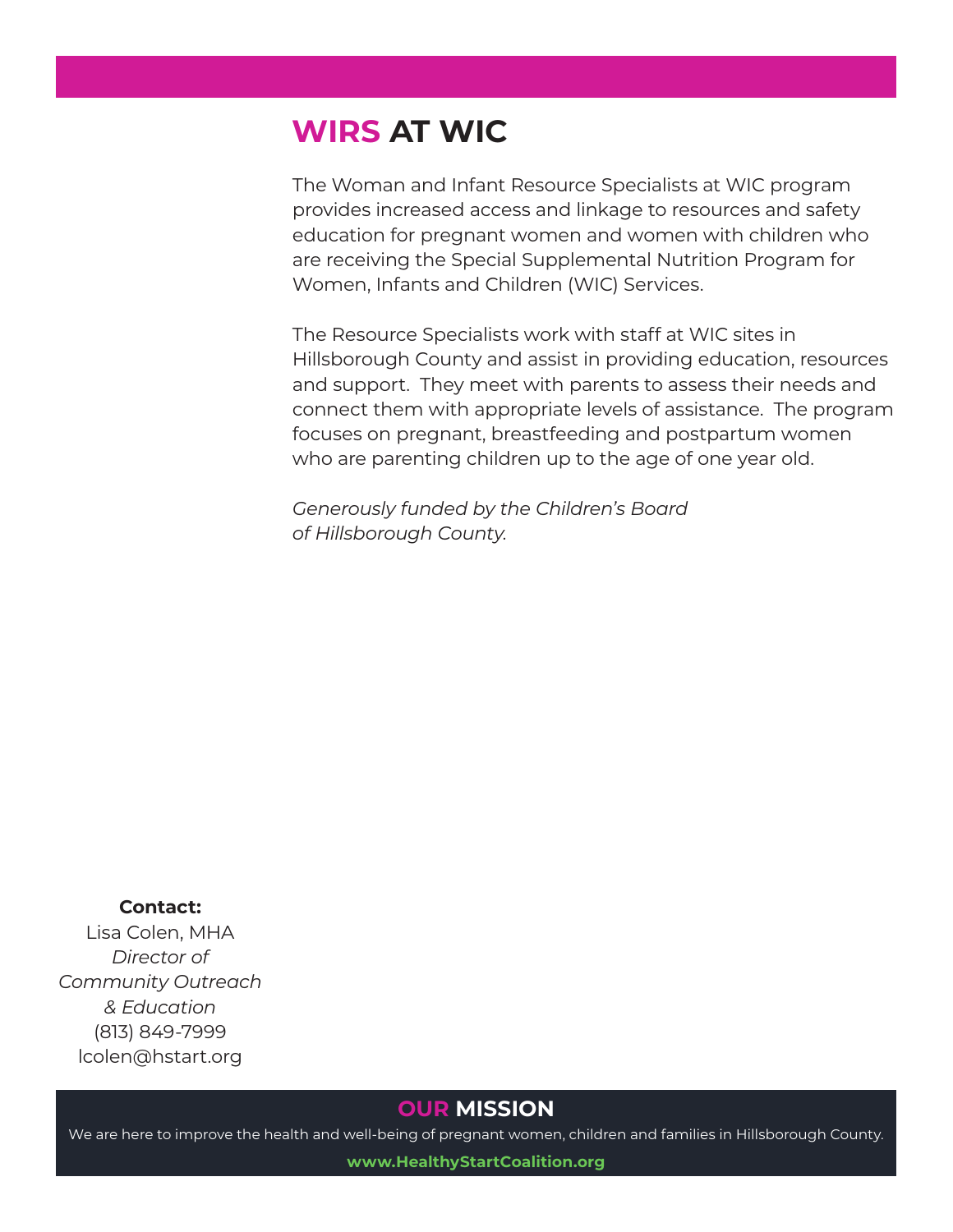# WIRS AT WIC

The Woman and Infant Resource Specialists at WIC program provides increased access and linkage to resources and safety education for pregnant women and women with children who are receiving the Special Supplemental Nutrition Program for Women, Infants and Children (WIC) Services.

The Resource Specialists work with staff at WIC sites in Hillsborough County and assist in providing education, resources and support. They meet with parents to assess their needs and connect them with appropriate levels of assistance. The program focuses on pregnant, breastfeeding and postpartum women who are parenting children up to the age of one year old.

*Generously funded by the Children's Board of Hillsborough County.*

**Contact:**
Lisa Colen, MHA
*Director of Community Outreach & Education*
(813) 849-7999
lcolen@hstart.org

## OUR MISSION

We are here to improve the health and well-being of pregnant women, children and families in Hillsborough County.

**www.HealthyStartCoalition.org**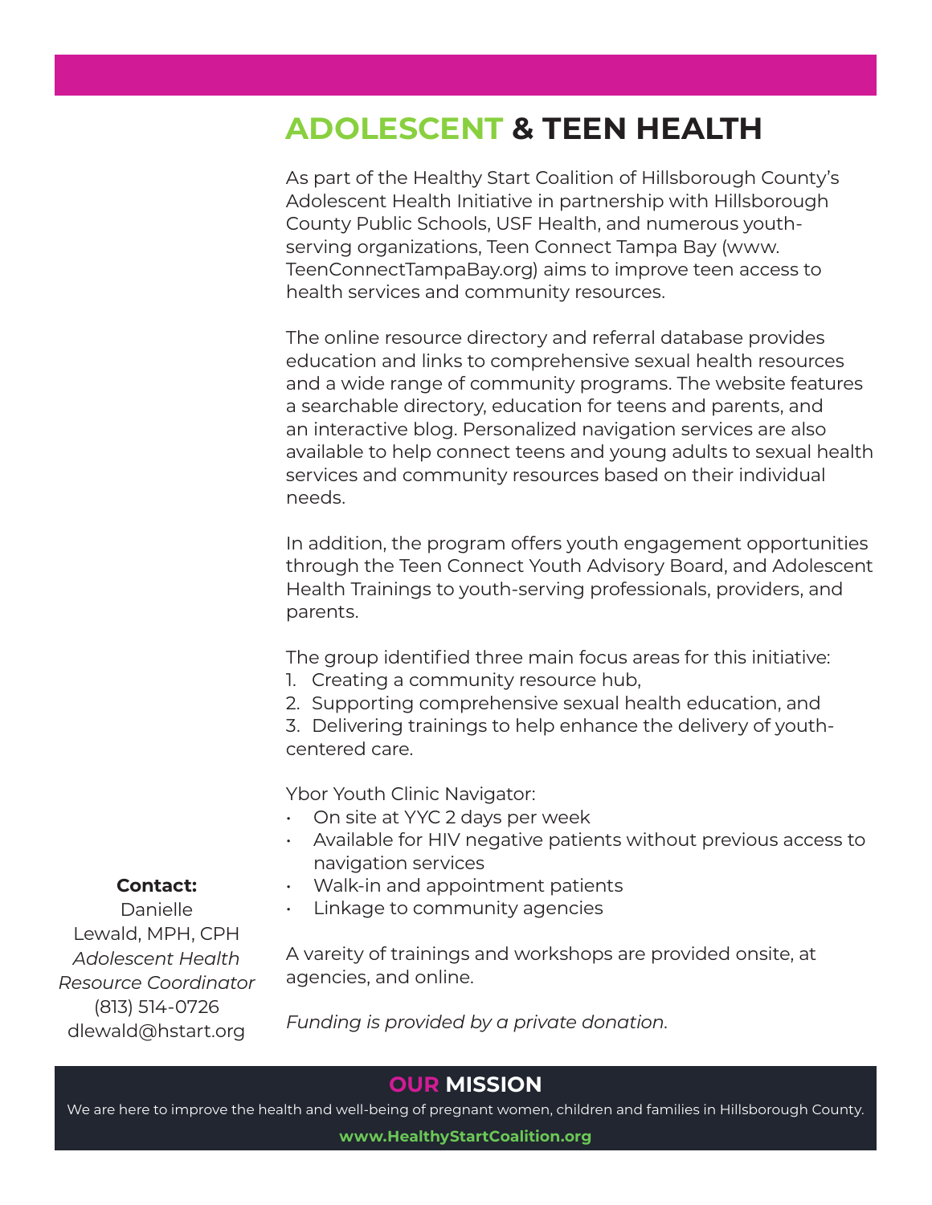# ADOLESCENT & TEEN HEALTH

As part of the Healthy Start Coalition of Hillsborough County's Adolescent Health Initiative in partnership with Hillsborough County Public Schools, USF Health, and numerous youth-serving organizations, Teen Connect Tampa Bay (www.TeenConnectTampaBay.org) aims to improve teen access to health services and community resources.

The online resource directory and referral database provides education and links to comprehensive sexual health resources and a wide range of community programs. The website features a searchable directory, education for teens and parents, and an interactive blog. Personalized navigation services are also available to help connect teens and young adults to sexual health services and community resources based on their individual needs.

In addition, the program offers youth engagement opportunities through the Teen Connect Youth Advisory Board, and Adolescent Health Trainings to youth-serving professionals, providers, and parents.

The group identified three main focus areas for this initiative:

1. Creating a community resource hub,
2. Supporting comprehensive sexual health education, and
3. Delivering trainings to help enhance the delivery of youth-centered care.

Ybor Youth Clinic Navigator:

- On site at YYC 2 days per week
- Available for HIV negative patients without previous access to navigation services
- Walk-in and appointment patients
- Linkage to community agencies

A vareity of trainings and workshops are provided onsite, at agencies, and online.

*Funding is provided by a private donation.*

**Contact:**
Danielle Lewald, MPH, CPH
*Adolescent Health Resource Coordinator*
(813) 514-0726
dlewald@hstart.org

## OUR MISSION

We are here to improve the health and well-being of pregnant women, children and families in Hillsborough County.

**www.HealthyStartCoalition.org**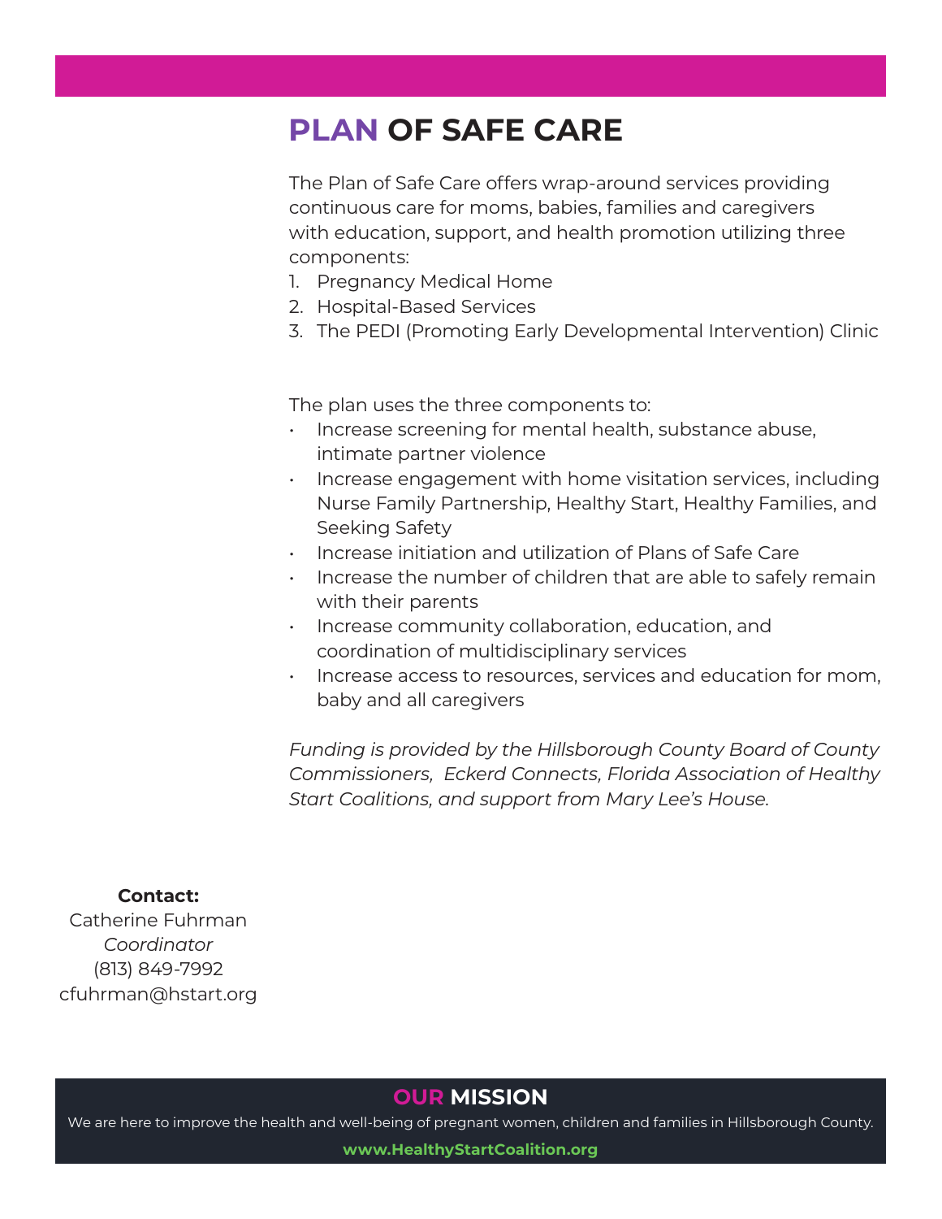# PLAN OF SAFE CARE

The Plan of Safe Care offers wrap-around services providing continuous care for moms, babies, families and caregivers with education, support, and health promotion utilizing three components:

1. Pregnancy Medical Home
2. Hospital-Based Services
3. The PEDI (Promoting Early Developmental Intervention) Clinic

The plan uses the three components to:

- Increase screening for mental health, substance abuse, intimate partner violence
- Increase engagement with home visitation services, including Nurse Family Partnership, Healthy Start, Healthy Families, and Seeking Safety
- Increase initiation and utilization of Plans of Safe Care
- Increase the number of children that are able to safely remain with their parents
- Increase community collaboration, education, and coordination of multidisciplinary services
- Increase access to resources, services and education for mom, baby and all caregivers

*Funding is provided by the Hillsborough County Board of County Commissioners, Eckerd Connects, Florida Association of Healthy Start Coalitions, and support from Mary Lee's House.*

**Contact:**
Catherine Fuhrman
*Coordinator*
(813) 849-7992
cfuhrman@hstart.org

## OUR MISSION

We are here to improve the health and well-being of pregnant women, children and families in Hillsborough County.

**www.HealthyStartCoalition.org**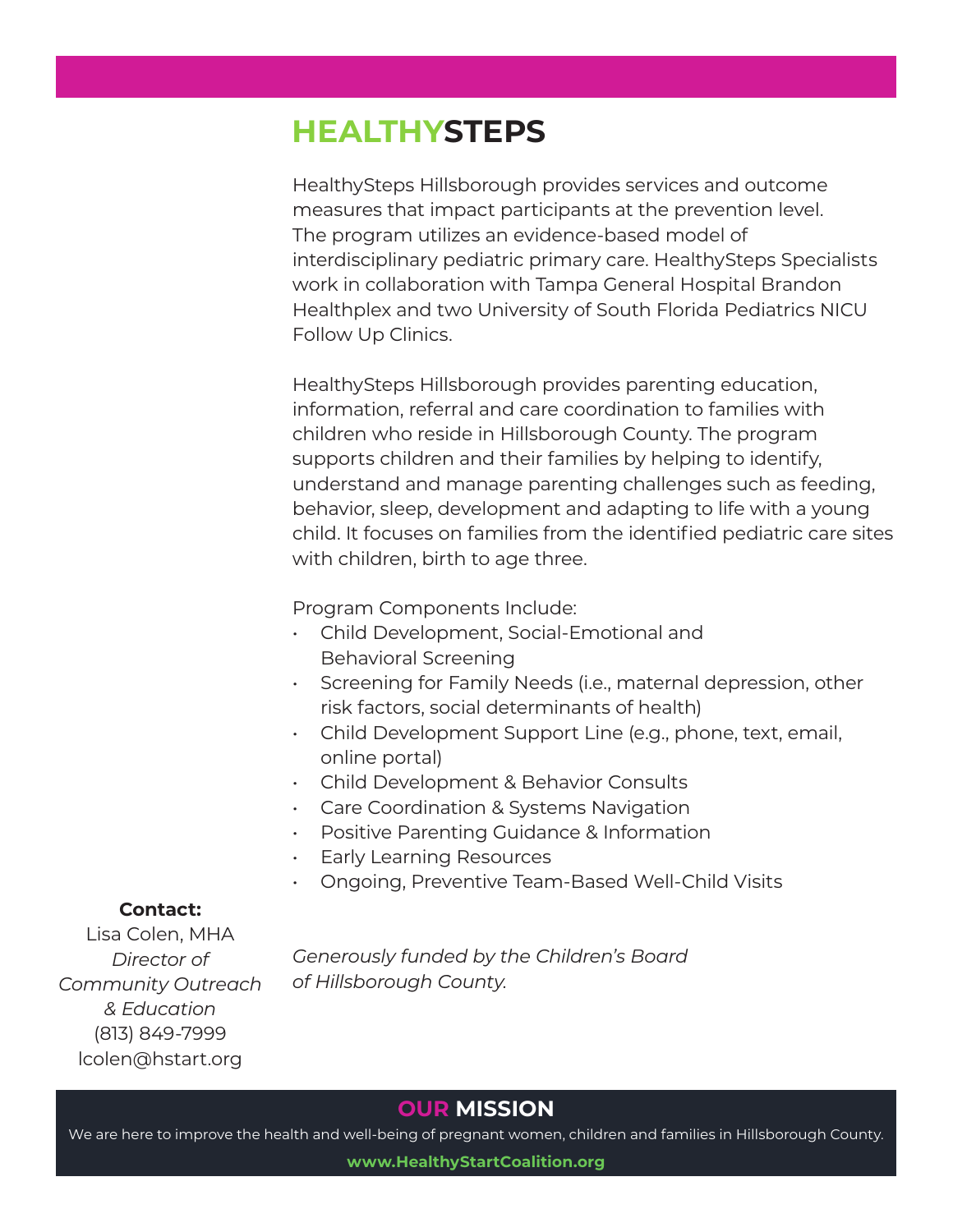# HEALTHYSTEPS

HealthySteps Hillsborough provides services and outcome measures that impact participants at the prevention level. The program utilizes an evidence-based model of interdisciplinary pediatric primary care. HealthySteps Specialists work in collaboration with Tampa General Hospital Brandon Healthplex and two University of South Florida Pediatrics NICU Follow Up Clinics.

HealthySteps Hillsborough provides parenting education, information, referral and care coordination to families with children who reside in Hillsborough County. The program supports children and their families by helping to identify, understand and manage parenting challenges such as feeding, behavior, sleep, development and adapting to life with a young child. It focuses on families from the identified pediatric care sites with children, birth to age three.

Program Components Include:

- Child Development, Social-Emotional and Behavioral Screening
- Screening for Family Needs (i.e., maternal depression, other risk factors, social determinants of health)
- Child Development Support Line (e.g., phone, text, email, online portal)
- Child Development & Behavior Consults
- Care Coordination & Systems Navigation
- Positive Parenting Guidance & Information
- Early Learning Resources
- Ongoing, Preventive Team-Based Well-Child Visits

**Contact:**
Lisa Colen, MHA
*Director of Community Outreach & Education*
(813) 849-7999
lcolen@hstart.org

*Generously funded by the Children's Board of Hillsborough County.*

## OUR MISSION

We are here to improve the health and well-being of pregnant women, children and families in Hillsborough County.

**www.HealthyStartCoalition.org**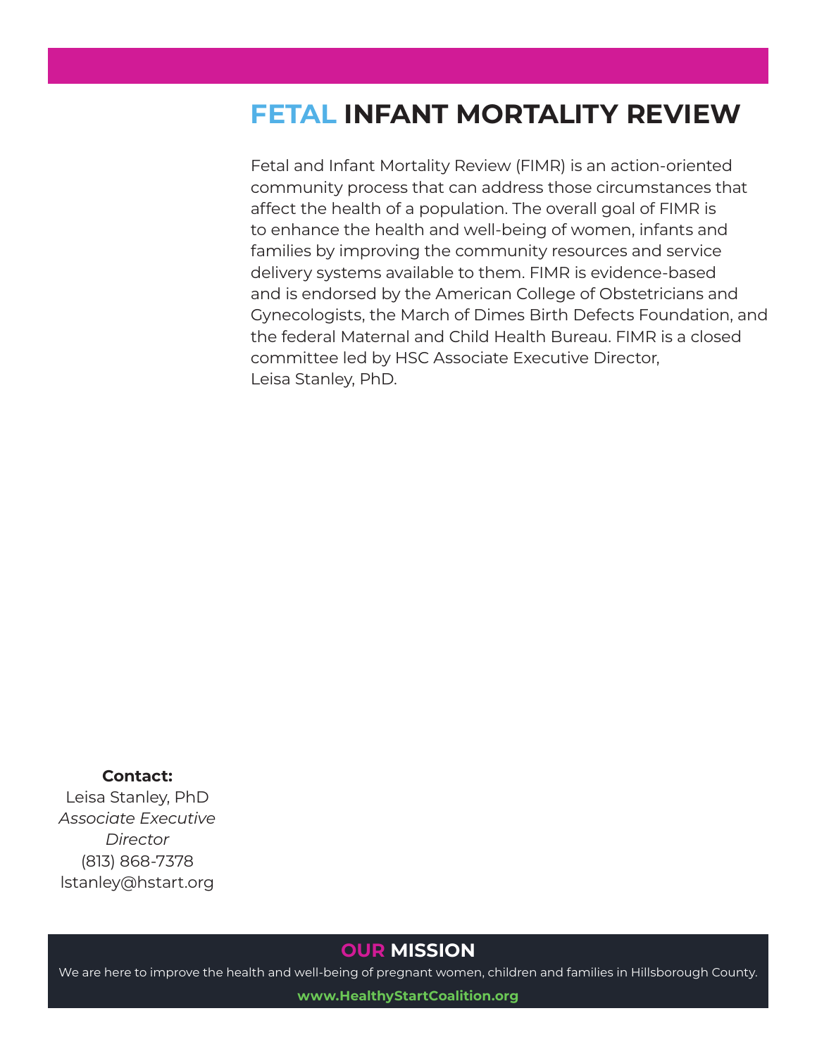# FETAL INFANT MORTALITY REVIEW

Fetal and Infant Mortality Review (FIMR) is an action-oriented community process that can address those circumstances that affect the health of a population. The overall goal of FIMR is to enhance the health and well-being of women, infants and families by improving the community resources and service delivery systems available to them. FIMR is evidence-based and is endorsed by the American College of Obstetricians and Gynecologists, the March of Dimes Birth Defects Foundation, and the federal Maternal and Child Health Bureau. FIMR is a closed committee led by HSC Associate Executive Director, Leisa Stanley, PhD.

**Contact:**
Leisa Stanley, PhD
*Associate Executive Director*
(813) 868-7378
lstanley@hstart.org

## OUR MISSION

We are here to improve the health and well-being of pregnant women, children and families in Hillsborough County.

**www.HealthyStartCoalition.org**